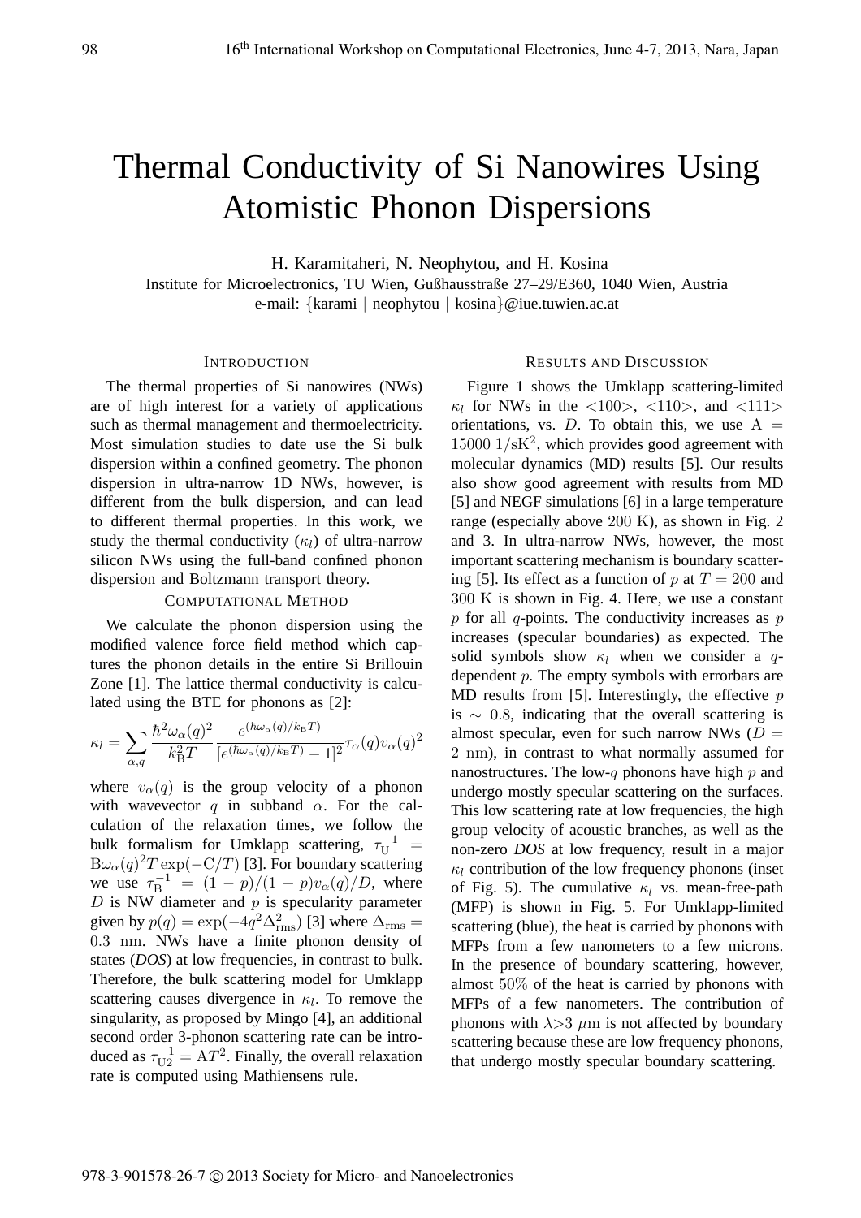# Thermal Conductivity of Si Nanowires Using Atomistic Phonon Dispersions

H. Karamitaheri, N. Neophytou, and H. Kosina

Institute for Microelectronics, TU Wien, Gußhausstraße 27–29/E360, 1040 Wien, Austria

e-mail: {karami | neophytou | kosina}@iue.tuwien.ac.at

## Introduction

The thermal properties of Si nanowires (NWs) are of high interest for a variety of applications such as thermal management and thermoelectricity. Most simulation studies to date use the Si bulk dispersion within a confined geometry. The phonon dispersion in ultra-narrow 1D NWs, however, is different from the bulk dispersion, and can lead to different thermal properties. In this work, we study the thermal conductivity ($\kappa_l$) of ultra-narrow silicon NWs using the full-band confined phonon dispersion and Boltzmann transport theory.

## Computational Method

We calculate the phonon dispersion using the modified valence force field method which captures the phonon details in the entire Si Brillouin Zone [1]. The lattice thermal conductivity is calculated using the BTE for phonons as [2]:

$$\kappa_l = \sum_{\alpha,q} \frac{\hbar^2 \omega_\alpha(q)^2}{k_B^2 T} \frac{e^{(\hbar\omega_\alpha(q)/k_B T)}}{[e^{(\hbar\omega_\alpha(q)/k_B T)} - 1]^2} \tau_\alpha(q) v_\alpha(q)^2$$

where $v_\alpha(q)$ is the group velocity of a phonon with wavevector $q$ in subband $\alpha$. For the calculation of the relaxation times, we follow the bulk formalism for Umklapp scattering, $\tau_U^{-1} = B\omega_\alpha(q)^2 T \exp(-C/T)$ [3]. For boundary scattering we use $\tau_B^{-1} = (1-p)/(1+p) v_\alpha(q)/D$, where $D$ is NW diameter and $p$ is specularity parameter given by $p(q) = \exp(-4q^2\Delta_{\rm rms}^2)$ [3] where $\Delta_{\rm rms} = 0.3$ nm. NWs have a finite phonon density of states (***DOS***) at low frequencies, in contrast to bulk. Therefore, the bulk scattering model for Umklapp scattering causes divergence in $\kappa_l$. To remove the singularity, as proposed by Mingo [4], an additional second order 3-phonon scattering rate can be introduced as $\tau_{U2}^{-1} = AT^2$. Finally, the overall relaxation rate is computed using Mathiensens rule.

## Results and Discussion

Figure 1 shows the Umklapp scattering-limited $\kappa_l$ for NWs in the <100>, <110>, and <111> orientations, vs. $D$. To obtain this, we use $A = 15000$ 1/sK$^2$, which provides good agreement with molecular dynamics (MD) results [5]. Our results also show good agreement with results from MD [5] and NEGF simulations [6] in a large temperature range (especially above 200 K), as shown in Fig. 2 and 3. In ultra-narrow NWs, however, the most important scattering mechanism is boundary scattering [5]. Its effect as a function of $p$ at $T = 200$ and 300 K is shown in Fig. 4. Here, we use a constant $p$ for all $q$-points. The conductivity increases as $p$ increases (specular boundaries) as expected. The solid symbols show $\kappa_l$ when we consider a $q$-dependent $p$. The empty symbols with errorbars are MD results from [5]. Interestingly, the effective $p$ is $\sim 0.8$, indicating that the overall scattering is almost specular, even for such narrow NWs ($D = 2$ nm), in contrast to what normally assumed for nanostructures. The low-$q$ phonons have high $p$ and undergo mostly specular scattering on the surfaces. This low scattering rate at low frequencies, the high group velocity of acoustic branches, as well as the non-zero ***DOS*** at low frequency, result in a major $\kappa_l$ contribution of the low frequency phonons (inset of Fig. 5). The cumulative $\kappa_l$ vs. mean-free-path (MFP) is shown in Fig. 5. For Umklapp-limited scattering (blue), the heat is carried by phonons with MFPs from a few nanometers to a few microns. In the presence of boundary scattering, however, almost 50% of the heat is carried by phonons with MFPs of a few nanometers. The contribution of phonons with $\lambda > 3$ $\mu$m is not affected by boundary scattering because these are low frequency phonons, that undergo mostly specular boundary scattering.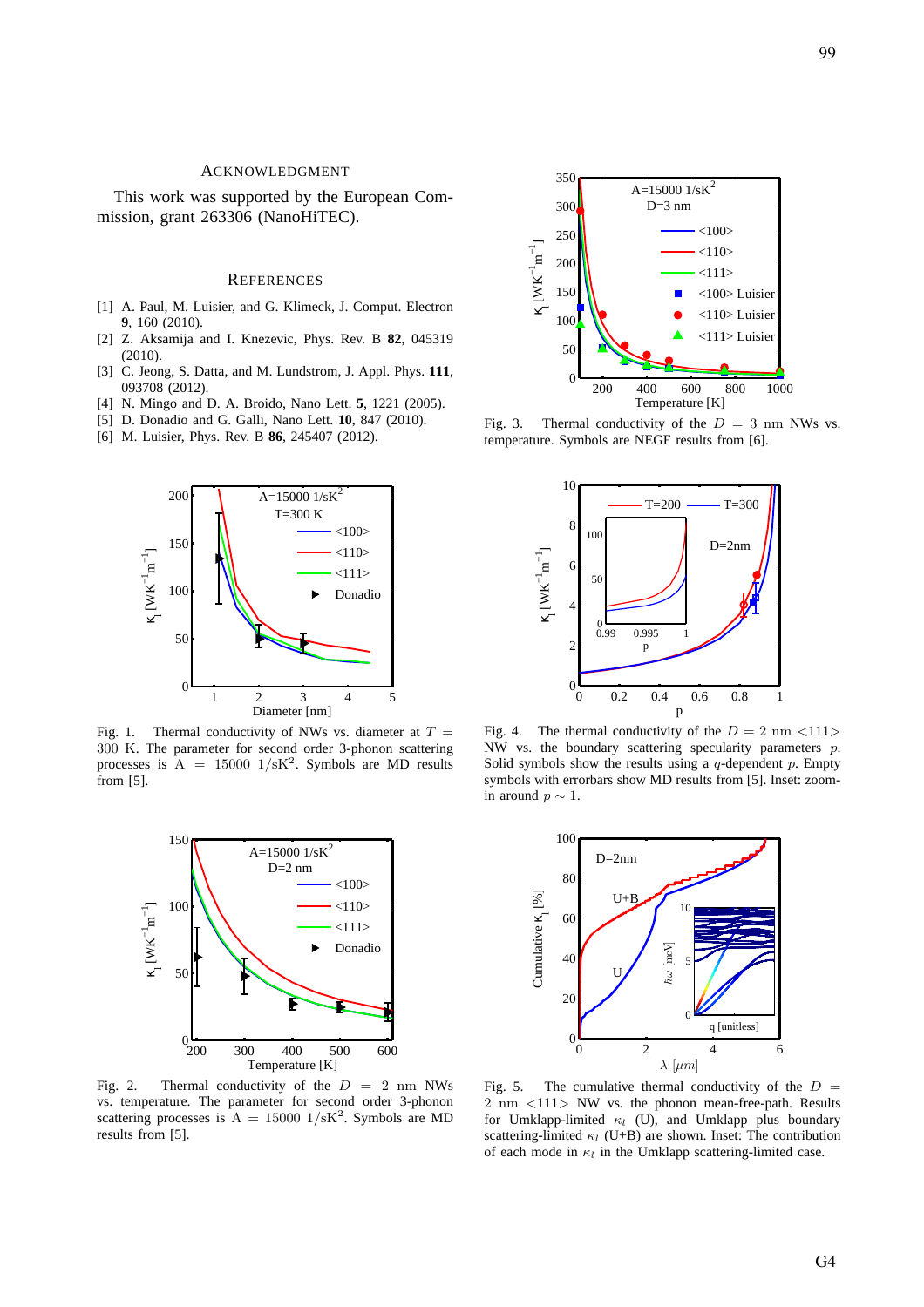## Acknowledgment

This work was supported by the European Commission, grant 263306 (NanoHiTEC).

## References

[1] A. Paul, M. Luisier, and G. Klimeck, J. Comput. Electron **9**, 160 (2010).
[2] Z. Aksamija and I. Knezevic, Phys. Rev. B **82**, 045319 (2010).
[3] C. Jeong, S. Datta, and M. Lundstrom, J. Appl. Phys. **111**, 093708 (2012).
[4] N. Mingo and D. A. Broido, Nano Lett. **5**, 1221 (2005).
[5] D. Donadio and G. Galli, Nano Lett. **10**, 847 (2010).
[6] M. Luisier, Phys. Rev. B **86**, 245407 (2012).

A=15000 1/sK$^2$
T=300 K
<100>
<110>
<111>
Donadio
$\kappa_l$ [WK$^{-1}$m$^{-1}$]
Diameter [nm]

Fig. 1. Thermal conductivity of NWs vs. diameter at $T = 300$ K. The parameter for second order 3-phonon scattering processes is $A = 15000$ 1/sK$^2$. Symbols are MD results from [5].

A=15000 1/sK$^2$
D=2 nm
<100>
<110>
<111>
Donadio
$\kappa_l$ [WK$^{-1}$m$^{-1}$]
Temperature [K]

Fig. 2. Thermal conductivity of the $D = 2$ nm NWs vs. temperature. The parameter for second order 3-phonon scattering processes is $A = 15000$ 1/sK$^2$. Symbols are MD results from [5].

A=15000 1/sK$^2$
D=3 nm
<100>
<110>
<111>
<100> Luisier
<110> Luisier
<111> Luisier
$\kappa_l$ [WK$^{-1}$m$^{-1}$]
Temperature [K]

Fig. 3. Thermal conductivity of the $D = 3$ nm NWs vs. temperature. Symbols are NEGF results from [6].

T=200
T=300
D=2nm
$\kappa_l$ [WK$^{-1}$m$^{-1}$]
p

Fig. 4. The thermal conductivity of the $D = 2$ nm <111> NW vs. the boundary scattering specularity parameters $p$. Solid symbols show the results using a $q$-dependent $p$. Empty symbols with errorbars show MD results from [5]. Inset: zoom-in around $p \sim 1$.

D=2nm
U+B
U
Cumulative $\kappa_l$ [%]
$\lambda$ [$\mu m$]
$\hbar\omega$ [meV]
q [unitless]

Fig. 5. The cumulative thermal conductivity of the $D = 2$ nm <111> NW vs. the phonon mean-free-path. Results for Umklapp-limited $\kappa_l$ (U), and Umklapp plus boundary scattering-limited $\kappa_l$ (U+B) are shown. Inset: The contribution of each mode in $\kappa_l$ in the Umklapp scattering-limited case.